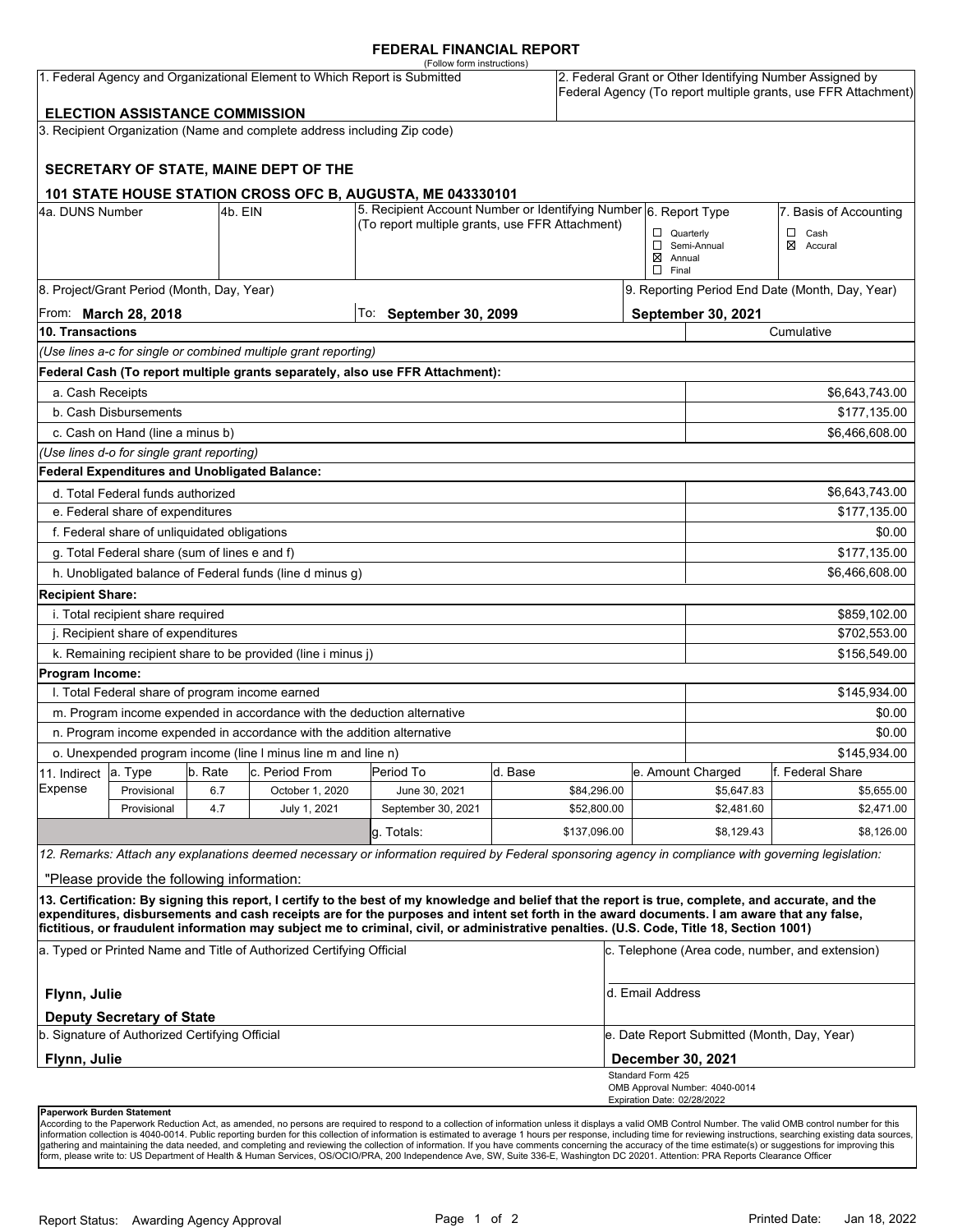# FEDERAL FINANCIAL REPORT

(Follow form instructions)

| 1. Federal Agency and Organizational Element to Which Report is Submitted | 2. Federal Grant or Other Identifying Number Assigned by Federal Agency (To report multiple grants, use FFR Attachment) |
|---|---|
| **ELECTION ASSISTANCE COMMISSION** | |

3. Recipient Organization (Name and complete address including Zip code)

**SECRETARY OF STATE, MAINE DEPT OF THE**

**101 STATE HOUSE STATION CROSS OFC B, AUGUSTA, ME 043330101**

| 4a. DUNS Number | 4b. EIN | 5. Recipient Account Number or Identifying Number (To report multiple grants, use FFR Attachment) | 6. Report Type | 7. Basis of Accounting |
|---|---|---|---|---|
| | | | ☐ Quarterly<br>☐ Semi-Annual<br>☒ Annual<br>☐ Final | ☐ Cash<br>☒ Accural |

| 8. Project/Grant Period (Month, Day, Year) | | 9. Reporting Period End Date (Month, Day, Year) |
|---|---|---|
| From: **March 28, 2018** | To: **September 30, 2099** | **September 30, 2021** |

| 10. Transactions | Cumulative |
|---|---|
| *(Use lines a-c for single or combined multiple grant reporting)* | |
| **Federal Cash (To report multiple grants separately, also use FFR Attachment):** | |
| a. Cash Receipts | $6,643,743.00 |
| b. Cash Disbursements | $177,135.00 |
| c. Cash on Hand (line a minus b) | $6,466,608.00 |
| *(Use lines d-o for single grant reporting)* | |
| **Federal Expenditures and Unobligated Balance:** | |
| d. Total Federal funds authorized | $6,643,743.00 |
| e. Federal share of expenditures | $177,135.00 |
| f. Federal share of unliquidated obligations | $0.00 |
| g. Total Federal share (sum of lines e and f) | $177,135.00 |
| h. Unobligated balance of Federal funds (line d minus g) | $6,466,608.00 |
| **Recipient Share:** | |
| i. Total recipient share required | $859,102.00 |
| j. Recipient share of expenditures | $702,553.00 |
| k. Remaining recipient share to be provided (line i minus j) | $156,549.00 |
| **Program Income:** | |
| l. Total Federal share of program income earned | $145,934.00 |
| m. Program income expended in accordance with the deduction alternative | $0.00 |
| n. Program income expended in accordance with the addition alternative | $0.00 |
| o. Unexpended program income (line l minus line m and line n) | $145,934.00 |

| 11. Indirect Expense | a. Type | b. Rate | c. Period From | Period To | d. Base | e. Amount Charged | f. Federal Share |
|---|---|---|---|---|---|---|---|
| | Provisional | 6.7 | October 1, 2020 | June 30, 2021 | $84,296.00 | $5,647.83 | $5,655.00 |
| | Provisional | 4.7 | July 1, 2021 | September 30, 2021 | $52,800.00 | $2,481.60 | $2,471.00 |
| | | | | g. Totals: | $137,096.00 | $8,129.43 | $8,126.00 |

*12. Remarks: Attach any explanations deemed necessary or information required by Federal sponsoring agency in compliance with governing legislation:*

"Please provide the following information:

**13. Certification: By signing this report, I certify to the best of my knowledge and belief that the report is true, complete, and accurate, and the expenditures, disbursements and cash receipts are for the purposes and intent set forth in the award documents. I am aware that any false, fictitious, or fraudulent information may subject me to criminal, civil, or administrative penalties. (U.S. Code, Title 18, Section 1001)**

| a. Typed or Printed Name and Title of Authorized Certifying Official | c. Telephone (Area code, number, and extension) |
|---|---|
| **Flynn, Julie**<br>**Deputy Secretary of State** | d. Email Address |
| b. Signature of Authorized Certifying Official | e. Date Report Submitted (Month, Day, Year) |
| **Flynn, Julie** | **December 30, 2021** |

Standard Form 425
OMB Approval Number: 4040-0014
Expiration Date: 02/28/2022

**Paperwork Burden Statement**
According to the Paperwork Reduction Act, as amended, no persons are required to respond to a collection of information unless it displays a valid OMB Control Number. The valid OMB control number for this information collection is 4040-0014. Public reporting burden for this collection of information is estimated to average 1 hours per response, including time for reviewing instructions, searching existing data sources, gathering and maintaining the data needed, and completing and reviewing the collection of information. If you have comments concerning the accuracy of the time estimate(s) or suggestions for improving this form, please write to: US Department of Health & Human Services, OS/OCIO/PRA, 200 Independence Ave, SW, Suite 336-E, Washington DC 20201. Attention: PRA Reports Clearance Officer

Report Status: Awarding Agency Approval

Printed Date: Jan 18, 2022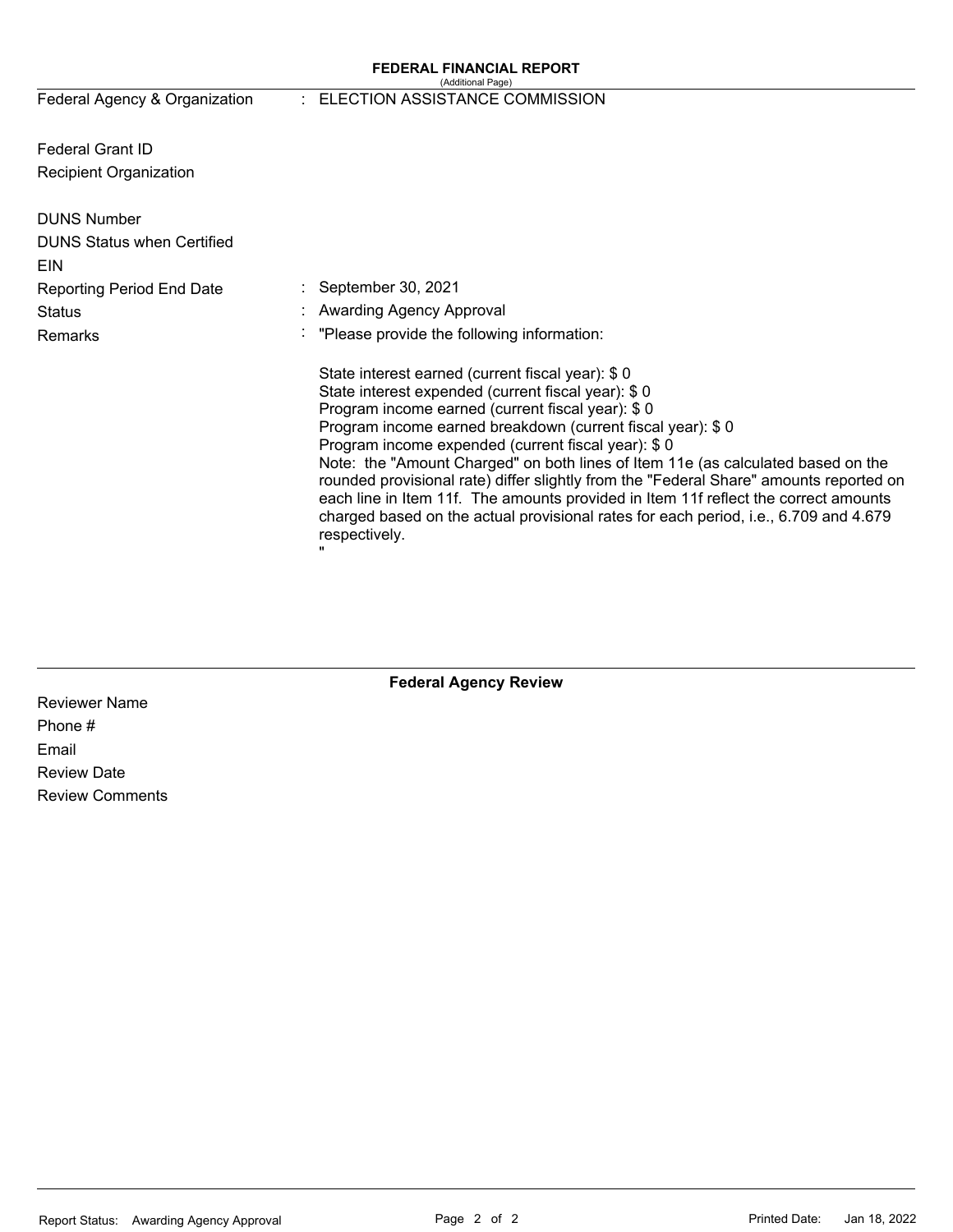# FEDERAL FINANCIAL REPORT

(Additional Page)

| | | |
|---|---|---|
| Federal Agency & Organization | : | ELECTION ASSISTANCE COMMISSION |
| Federal Grant ID | | |
| Recipient Organization | | |
| DUNS Number | | |
| DUNS Status when Certified | | |
| EIN | | |
| Reporting Period End Date | : | September 30, 2021 |
| Status | : | Awarding Agency Approval |
| Remarks | : | "Please provide the following information: |

State interest earned (current fiscal year): $ 0
State interest expended (current fiscal year): $ 0
Program income earned (current fiscal year): $ 0
Program income earned breakdown (current fiscal year): $ 0
Program income expended (current fiscal year): $ 0
Note: the "Amount Charged" on both lines of Item 11e (as calculated based on the rounded provisional rate) differ slightly from the "Federal Share" amounts reported on each line in Item 11f. The amounts provided in Item 11f reflect the correct amounts charged based on the actual provisional rates for each period, i.e., 6.709 and 4.679 respectively.
"

## Federal Agency Review

Reviewer Name
Phone #
Email
Review Date
Review Comments

Report Status: Awarding Agency Approval

Printed Date: Jan 18, 2022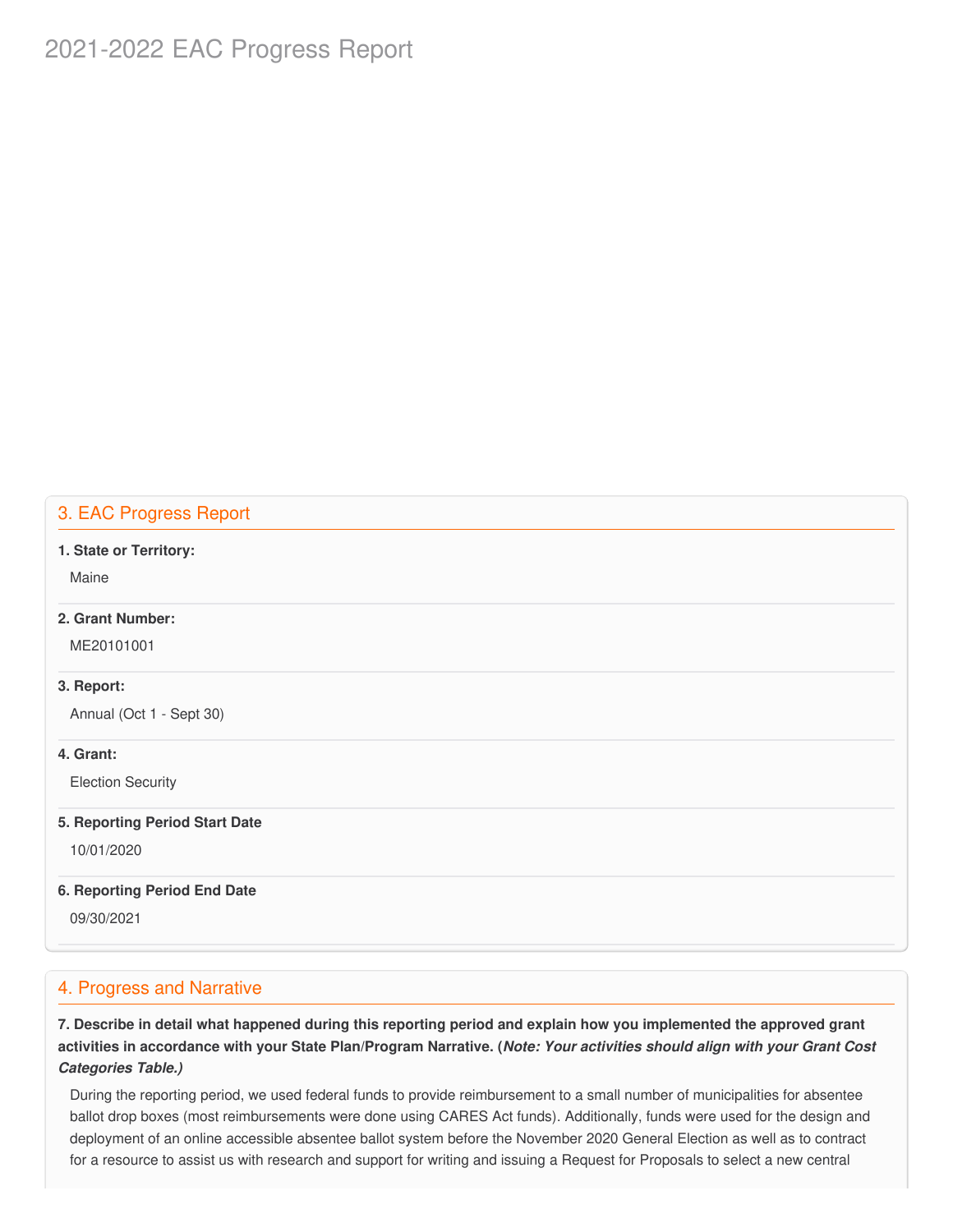# 2021-2022 EAC Progress Report

## 3. EAC Progress Report

**1. State or Territory:**

Maine

**2. Grant Number:**

ME20101001

**3. Report:**

Annual (Oct 1 - Sept 30)

**4. Grant:**

Election Security

**5. Reporting Period Start Date**

10/01/2020

**6. Reporting Period End Date**

09/30/2021

## 4. Progress and Narrative

**7. Describe in detail what happened during this reporting period and explain how you implemented the approved grant activities in accordance with your State Plan/Program Narrative. (*Note: Your activities should align with your Grant Cost Categories Table.)***

During the reporting period, we used federal funds to provide reimbursement to a small number of municipalities for absentee ballot drop boxes (most reimbursements were done using CARES Act funds). Additionally, funds were used for the design and deployment of an online accessible absentee ballot system before the November 2020 General Election as well as to contract for a resource to assist us with research and support for writing and issuing a Request for Proposals to select a new central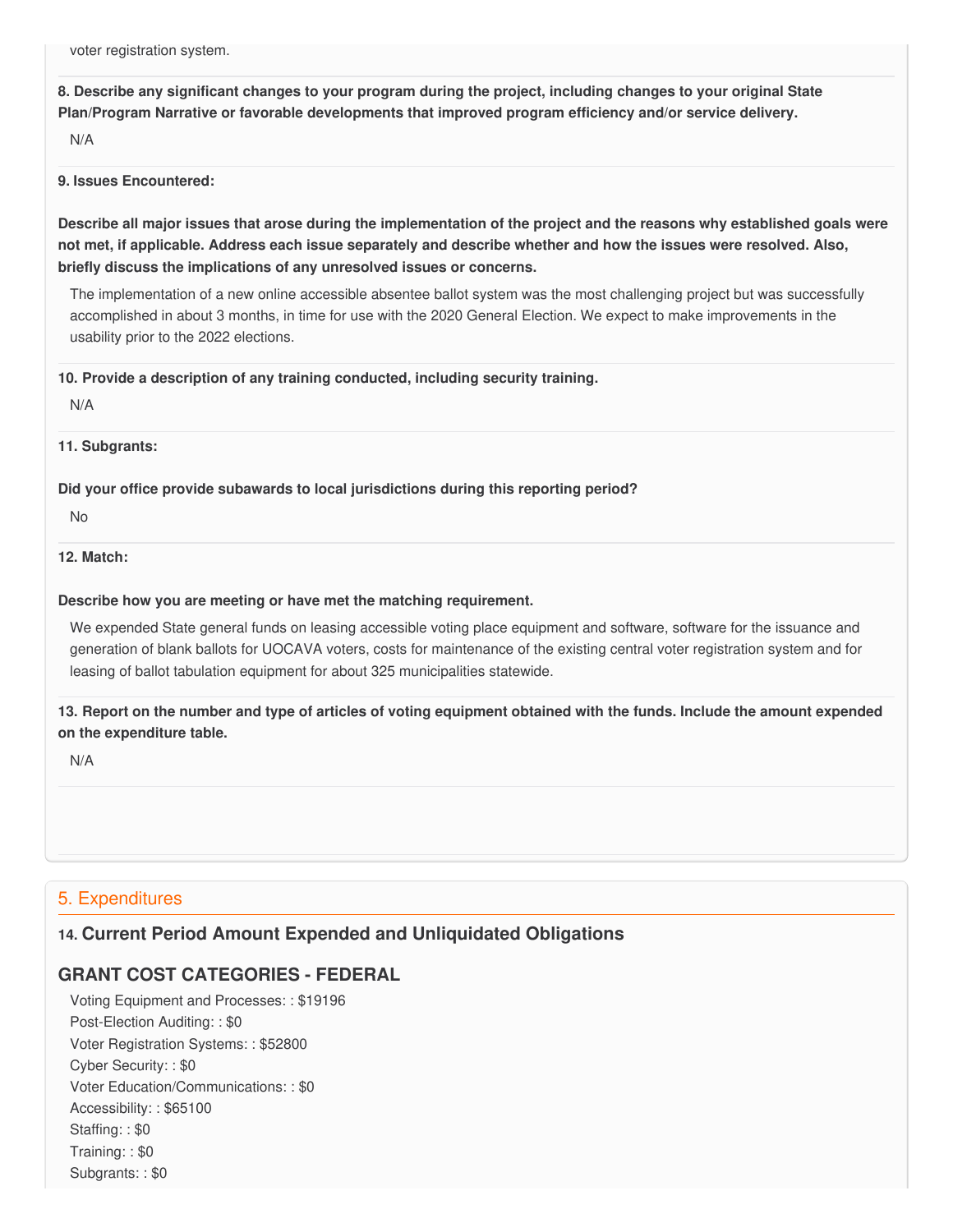voter registration system.

**8. Describe any significant changes to your program during the project, including changes to your original State Plan/Program Narrative or favorable developments that improved program efficiency and/or service delivery.**

N/A

**9. Issues Encountered:**

**Describe all major issues that arose during the implementation of the project and the reasons why established goals were not met, if applicable. Address each issue separately and describe whether and how the issues were resolved. Also, briefly discuss the implications of any unresolved issues or concerns.**

The implementation of a new online accessible absentee ballot system was the most challenging project but was successfully accomplished in about 3 months, in time for use with the 2020 General Election. We expect to make improvements in the usability prior to the 2022 elections.

**10. Provide a description of any training conducted, including security training.**

N/A

**11. Subgrants:**

**Did your office provide subawards to local jurisdictions during this reporting period?**

No

**12. Match:**

**Describe how you are meeting or have met the matching requirement.**

We expended State general funds on leasing accessible voting place equipment and software, software for the issuance and generation of blank ballots for UOCAVA voters, costs for maintenance of the existing central voter registration system and for leasing of ballot tabulation equipment for about 325 municipalities statewide.

**13. Report on the number and type of articles of voting equipment obtained with the funds. Include the amount expended on the expenditure table.**

N/A

## 5. Expenditures

### 14. Current Period Amount Expended and Unliquidated Obligations

### GRANT COST CATEGORIES - FEDERAL

Voting Equipment and Processes: : $19196
Post-Election Auditing: : $0
Voter Registration Systems: : $52800
Cyber Security: : $0
Voter Education/Communications: : $0
Accessibility: : $65100
Staffing: : $0
Training: : $0
Subgrants: : $0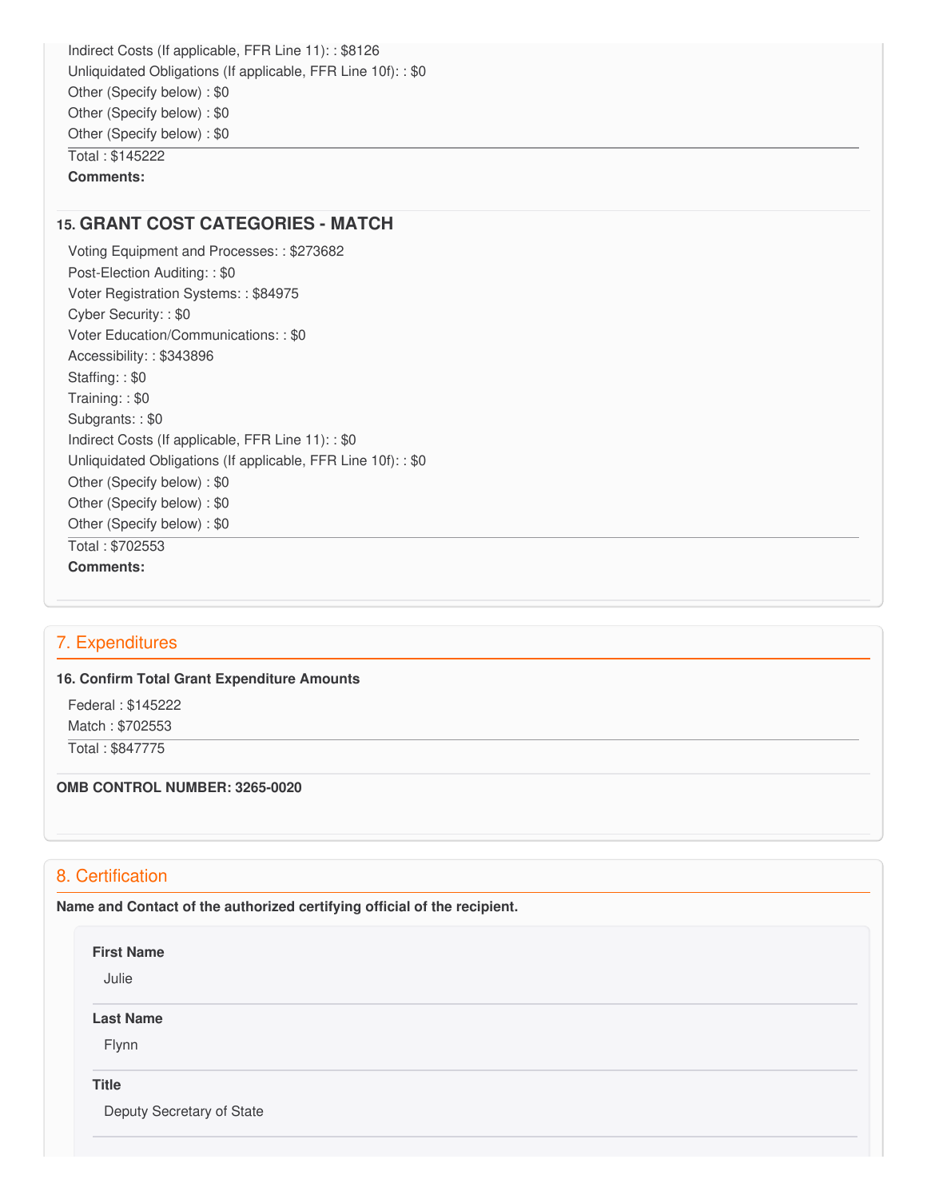Indirect Costs (If applicable, FFR Line 11): : $8126
Unliquidated Obligations (If applicable, FFR Line 10f): : $0
Other (Specify below) : $0
Other (Specify below) : $0
Other (Specify below) : $0

Total : $145222

**Comments:**

## 15. GRANT COST CATEGORIES - MATCH

Voting Equipment and Processes: : $273682
Post-Election Auditing: : $0
Voter Registration Systems: : $84975
Cyber Security: : $0
Voter Education/Communications: : $0
Accessibility: : $343896
Staffing: : $0
Training: : $0
Subgrants: : $0
Indirect Costs (If applicable, FFR Line 11): : $0
Unliquidated Obligations (If applicable, FFR Line 10f): : $0
Other (Specify below) : $0
Other (Specify below) : $0
Other (Specify below) : $0

Total : $702553

**Comments:**

## 7. Expenditures

**16. Confirm Total Grant Expenditure Amounts**

Federal : $145222
Match : $702553

Total : $847775

**OMB CONTROL NUMBER: 3265-0020**

## 8. Certification

**Name and Contact of the authorized certifying official of the recipient.**

**First Name**

Julie

**Last Name**

Flynn

**Title**

Deputy Secretary of State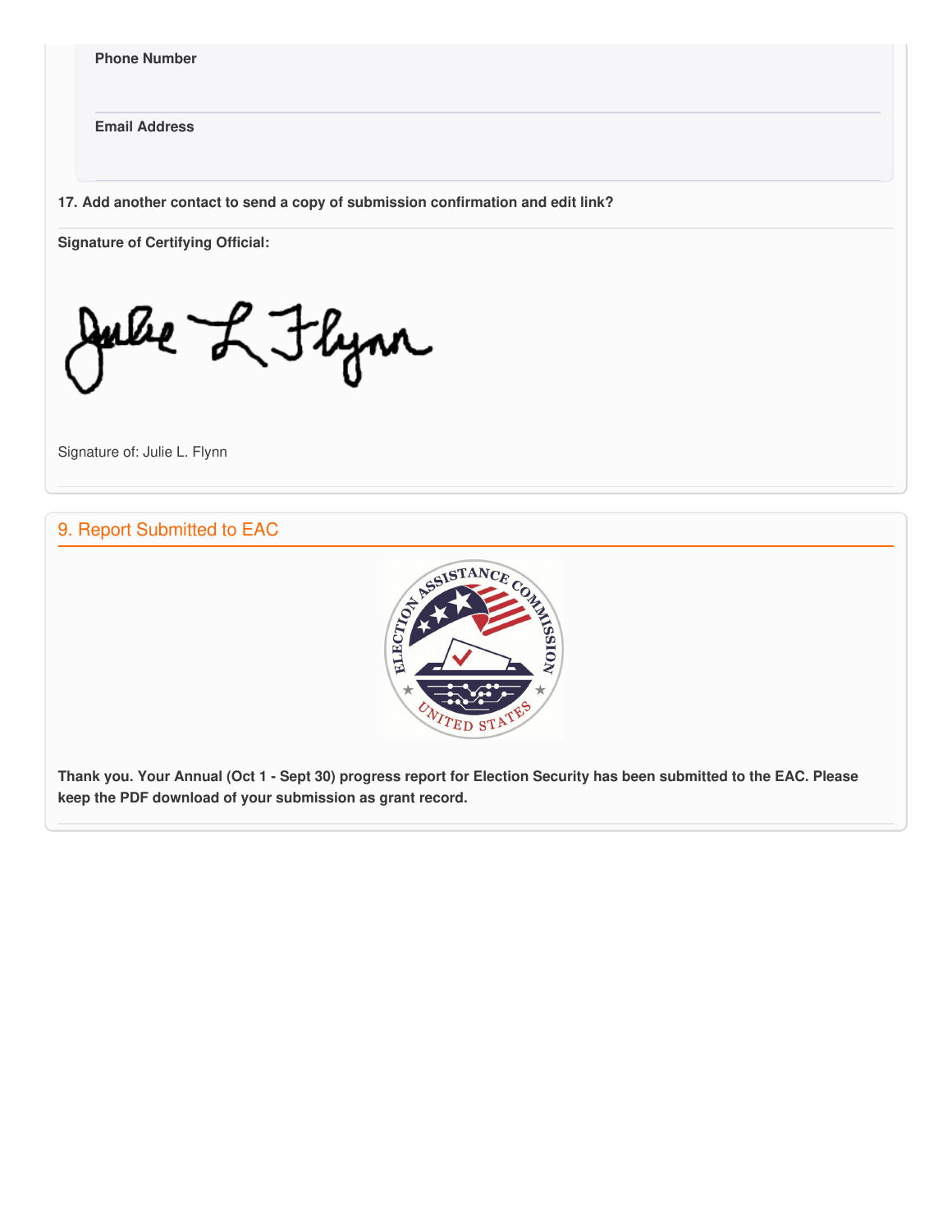**Phone Number**

**Email Address**

**17. Add another contact to send a copy of submission confirmation and edit link?**

**Signature of Certifying Official:**

Signature of: Julie L. Flynn

## 9. Report Submitted to EAC

**Thank you. Your Annual (Oct 1 - Sept 30) progress report for Election Security has been submitted to the EAC. Please keep the PDF download of your submission as grant record.**